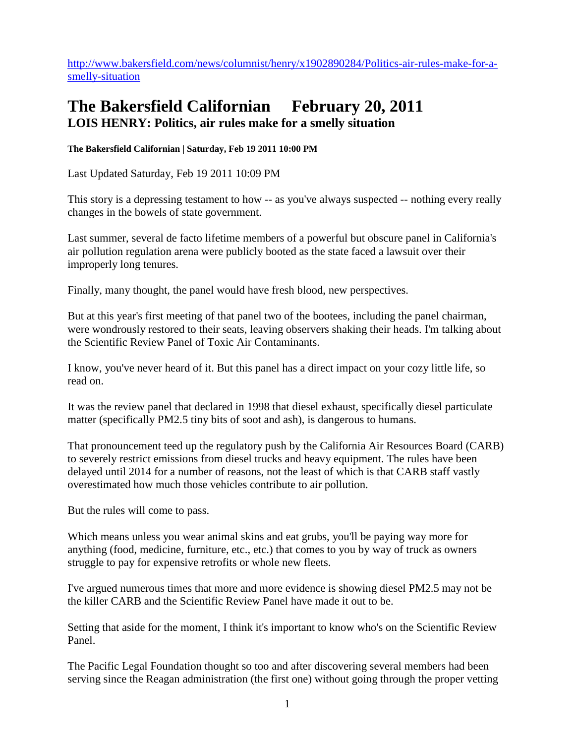http://www.bakersfield.com/news/columnist/henry/x1902890284/Politics-air-rules-make-for-a-smelly-situation

# The Bakersfield Californian February 20, 2011
## LOIS HENRY: Politics, air rules make for a smelly situation

**The Bakersfield Californian | Saturday, Feb 19 2011 10:00 PM**

Last Updated Saturday, Feb 19 2011 10:09 PM

This story is a depressing testament to how -- as you've always suspected -- nothing every really changes in the bowels of state government.

Last summer, several de facto lifetime members of a powerful but obscure panel in California's air pollution regulation arena were publicly booted as the state faced a lawsuit over their improperly long tenures.

Finally, many thought, the panel would have fresh blood, new perspectives.

But at this year's first meeting of that panel two of the bootees, including the panel chairman, were wondrously restored to their seats, leaving observers shaking their heads. I'm talking about the Scientific Review Panel of Toxic Air Contaminants.

I know, you've never heard of it. But this panel has a direct impact on your cozy little life, so read on.

It was the review panel that declared in 1998 that diesel exhaust, specifically diesel particulate matter (specifically PM2.5 tiny bits of soot and ash), is dangerous to humans.

That pronouncement teed up the regulatory push by the California Air Resources Board (CARB) to severely restrict emissions from diesel trucks and heavy equipment. The rules have been delayed until 2014 for a number of reasons, not the least of which is that CARB staff vastly overestimated how much those vehicles contribute to air pollution.

But the rules will come to pass.

Which means unless you wear animal skins and eat grubs, you'll be paying way more for anything (food, medicine, furniture, etc., etc.) that comes to you by way of truck as owners struggle to pay for expensive retrofits or whole new fleets.

I've argued numerous times that more and more evidence is showing diesel PM2.5 may not be the killer CARB and the Scientific Review Panel have made it out to be.

Setting that aside for the moment, I think it's important to know who's on the Scientific Review Panel.

The Pacific Legal Foundation thought so too and after discovering several members had been serving since the Reagan administration (the first one) without going through the proper vetting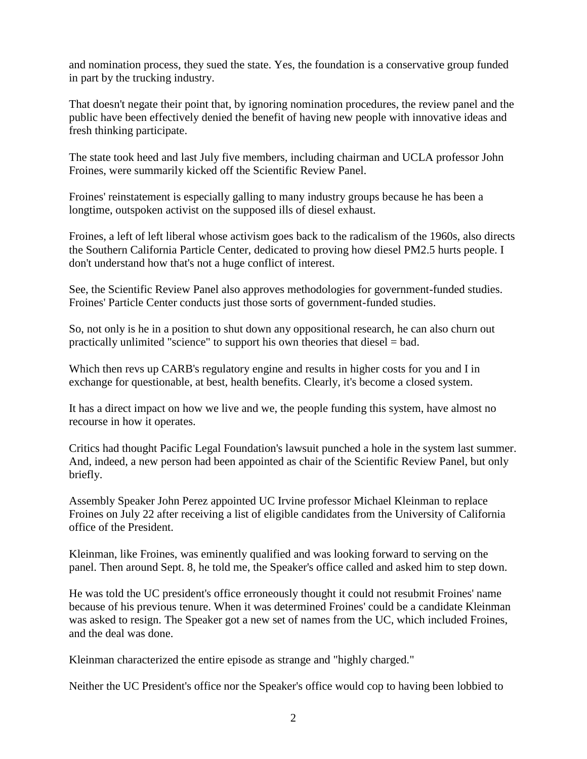and nomination process, they sued the state. Yes, the foundation is a conservative group funded in part by the trucking industry.

That doesn't negate their point that, by ignoring nomination procedures, the review panel and the public have been effectively denied the benefit of having new people with innovative ideas and fresh thinking participate.

The state took heed and last July five members, including chairman and UCLA professor John Froines, were summarily kicked off the Scientific Review Panel.

Froines' reinstatement is especially galling to many industry groups because he has been a longtime, outspoken activist on the supposed ills of diesel exhaust.

Froines, a left of left liberal whose activism goes back to the radicalism of the 1960s, also directs the Southern California Particle Center, dedicated to proving how diesel PM2.5 hurts people. I don't understand how that's not a huge conflict of interest.

See, the Scientific Review Panel also approves methodologies for government-funded studies. Froines' Particle Center conducts just those sorts of government-funded studies.

So, not only is he in a position to shut down any oppositional research, he can also churn out practically unlimited "science" to support his own theories that diesel = bad.

Which then revs up CARB's regulatory engine and results in higher costs for you and I in exchange for questionable, at best, health benefits. Clearly, it's become a closed system.

It has a direct impact on how we live and we, the people funding this system, have almost no recourse in how it operates.

Critics had thought Pacific Legal Foundation's lawsuit punched a hole in the system last summer. And, indeed, a new person had been appointed as chair of the Scientific Review Panel, but only briefly.

Assembly Speaker John Perez appointed UC Irvine professor Michael Kleinman to replace Froines on July 22 after receiving a list of eligible candidates from the University of California office of the President.

Kleinman, like Froines, was eminently qualified and was looking forward to serving on the panel. Then around Sept. 8, he told me, the Speaker's office called and asked him to step down.

He was told the UC president's office erroneously thought it could not resubmit Froines' name because of his previous tenure. When it was determined Froines' could be a candidate Kleinman was asked to resign. The Speaker got a new set of names from the UC, which included Froines, and the deal was done.

Kleinman characterized the entire episode as strange and "highly charged."

Neither the UC President's office nor the Speaker's office would cop to having been lobbied to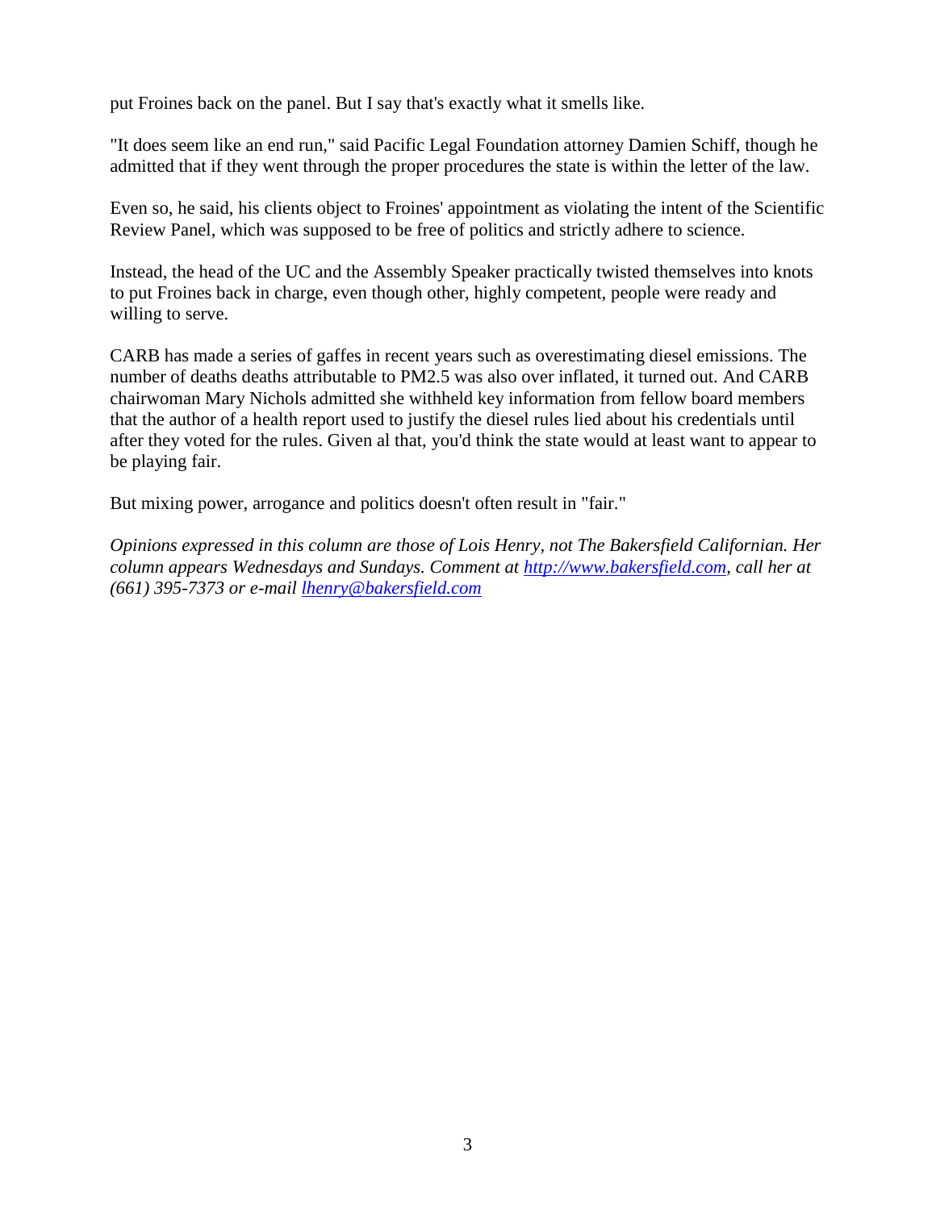put Froines back on the panel. But I say that's exactly what it smells like.

"It does seem like an end run," said Pacific Legal Foundation attorney Damien Schiff, though he admitted that if they went through the proper procedures the state is within the letter of the law.

Even so, he said, his clients object to Froines' appointment as violating the intent of the Scientific Review Panel, which was supposed to be free of politics and strictly adhere to science.

Instead, the head of the UC and the Assembly Speaker practically twisted themselves into knots to put Froines back in charge, even though other, highly competent, people were ready and willing to serve.

CARB has made a series of gaffes in recent years such as overestimating diesel emissions. The number of deaths deaths attributable to PM2.5 was also over inflated, it turned out. And CARB chairwoman Mary Nichols admitted she withheld key information from fellow board members that the author of a health report used to justify the diesel rules lied about his credentials until after they voted for the rules. Given al that, you'd think the state would at least want to appear to be playing fair.

But mixing power, arrogance and politics doesn't often result in "fair."

*Opinions expressed in this column are those of Lois Henry, not The Bakersfield Californian. Her column appears Wednesdays and Sundays. Comment at [http://www.bakersfield.com](http://www.bakersfield.com), call her at (661) 395-7373 or e-mail [lhenry@bakersfield.com](mailto:lhenry@bakersfield.com)*